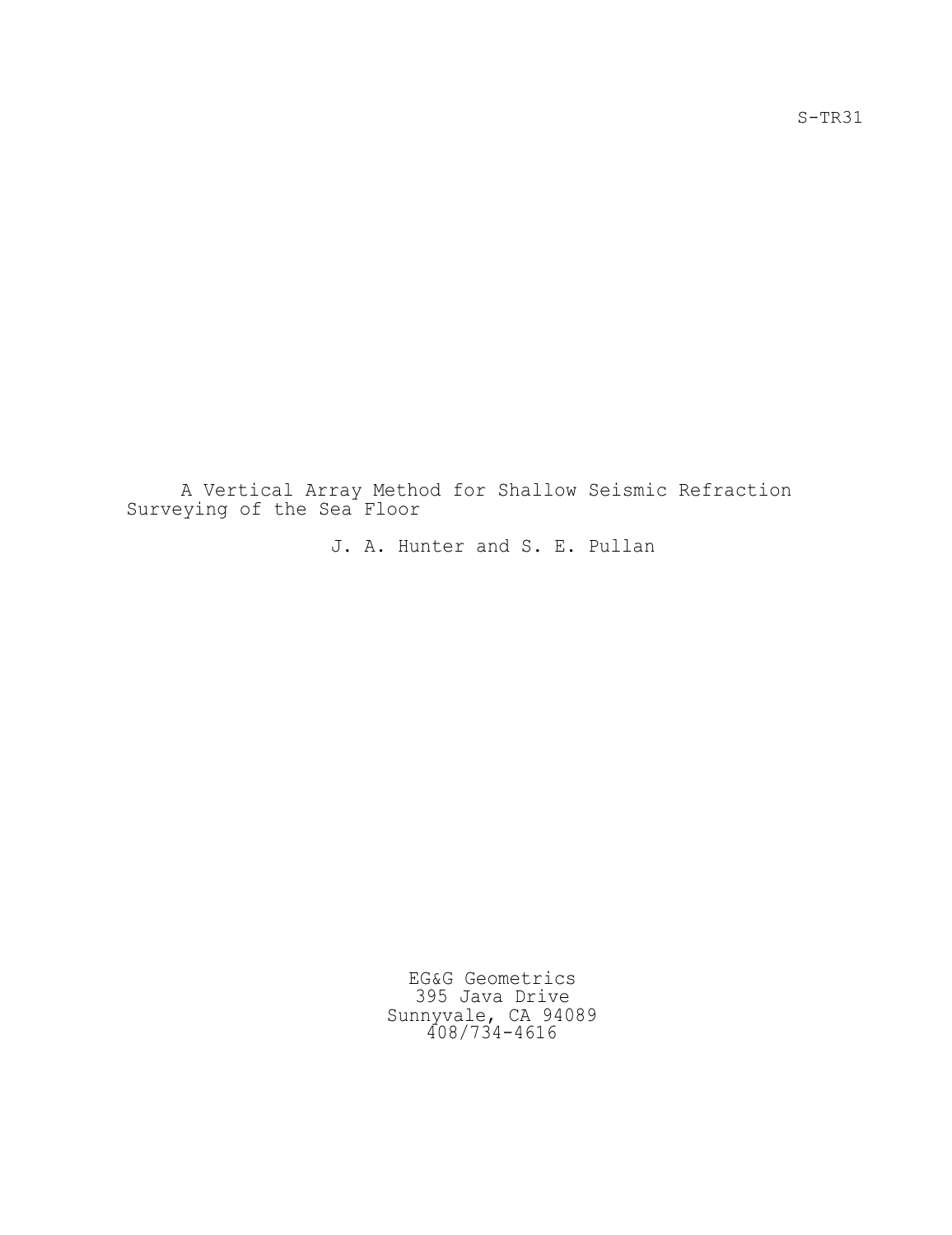S-TR31

# A Vertical Array Method for Shallow Seismic Refraction Surveying of the Sea Floor

J. A. Hunter and S. E. Pullan

EG&G Geometrics  
395 Java Drive  
Sunnyvale, CA 94089  
408/734-4616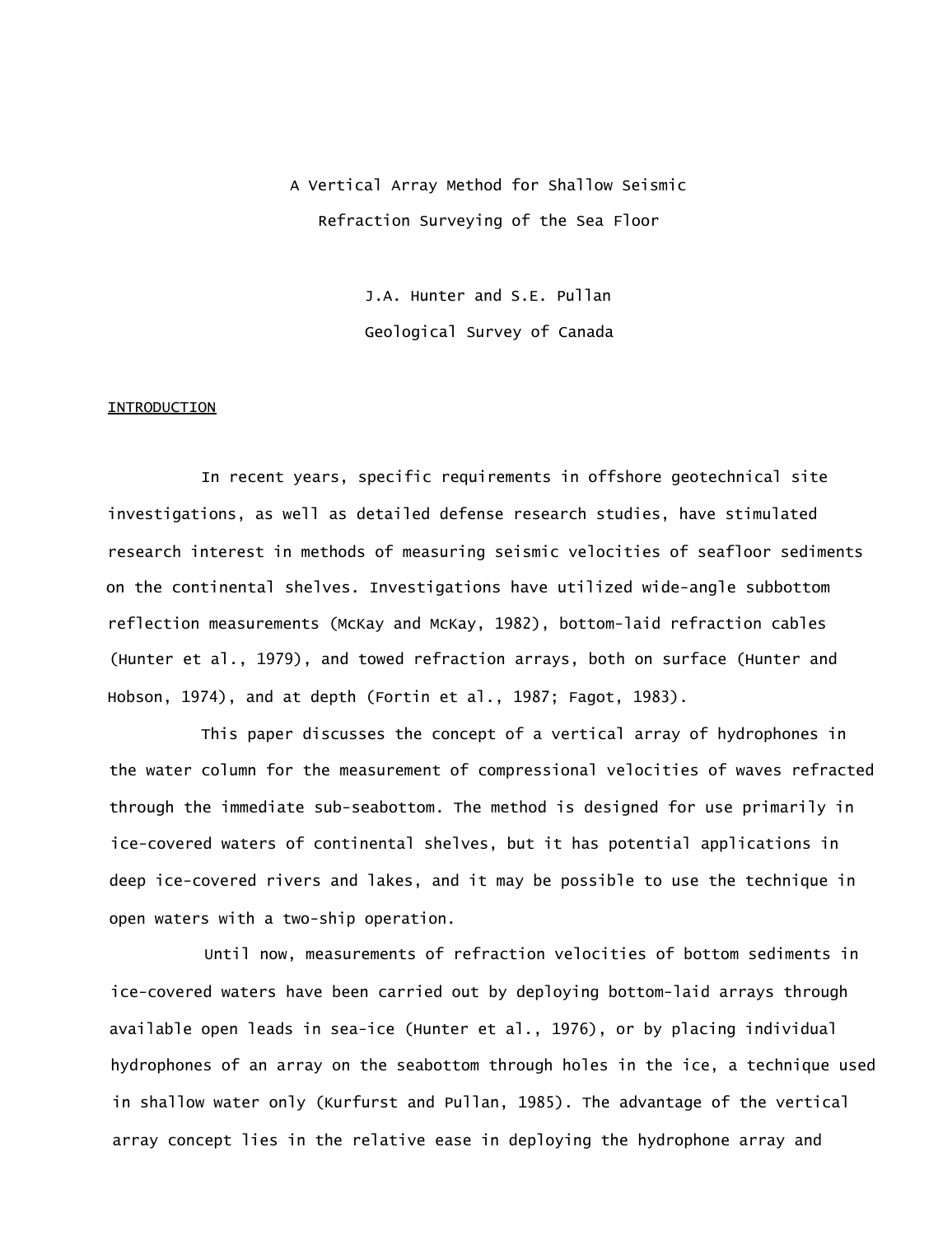# A Vertical Array Method for Shallow Seismic Refraction Surveying of the Sea Floor

J.A. Hunter and S.E. Pullan

Geological Survey of Canada

## INTRODUCTION

In recent years, specific requirements in offshore geotechnical site investigations, as well as detailed defense research studies, have stimulated research interest in methods of measuring seismic velocities of seafloor sediments on the continental shelves. Investigations have utilized wide-angle subbottom reflection measurements (McKay and McKay, 1982), bottom-laid refraction cables (Hunter et al., 1979), and towed refraction arrays, both on surface (Hunter and Hobson, 1974), and at depth (Fortin et al., 1987; Fagot, 1983).

This paper discusses the concept of a vertical array of hydrophones in the water column for the measurement of compressional velocities of waves refracted through the immediate sub-seabottom. The method is designed for use primarily in ice-covered waters of continental shelves, but it has potential applications in deep ice-covered rivers and lakes, and it may be possible to use the technique in open waters with a two-ship operation.

Until now, measurements of refraction velocities of bottom sediments in ice-covered waters have been carried out by deploying bottom-laid arrays through available open leads in sea-ice (Hunter et al., 1976), or by placing individual hydrophones of an array on the seabottom through holes in the ice, a technique used in shallow water only (Kurfurst and Pullan, 1985). The advantage of the vertical array concept lies in the relative ease in deploying the hydrophone array and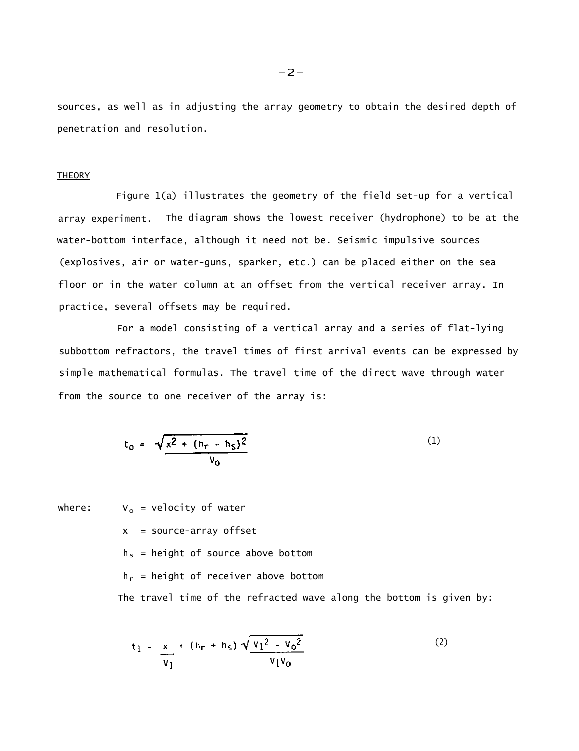sources, as well as in adjusting the array geometry to obtain the desired depth of penetration and resolution.

## THEORY

Figure 1(a) illustrates the geometry of the field set-up for a vertical array experiment. The diagram shows the lowest receiver (hydrophone) to be at the water-bottom interface, although it need not be. Seismic impulsive sources (explosives, air or water-guns, sparker, etc.) can be placed either on the sea floor or in the water column at an offset from the vertical receiver array. In practice, several offsets may be required.

For a model consisting of a vertical array and a series of flat-lying subbottom refractors, the travel times of first arrival events can be expressed by simple mathematical formulas. The travel time of the direct wave through water from the source to one receiver of the array is:

$$t_o = \frac{\sqrt{x^2 + (h_r - h_s)^2}}{V_o} \qquad (1)$$

where:

$V_o$ = velocity of water

$x$ = source-array offset

$h_s$ = height of source above bottom

$h_r$ = height of receiver above bottom

The travel time of the refracted wave along the bottom is given by:

$$t_1 = \frac{x}{V_1} + (h_r + h_s)\frac{\sqrt{V_1^2 - V_o^2}}{V_1 V_o} \qquad (2)$$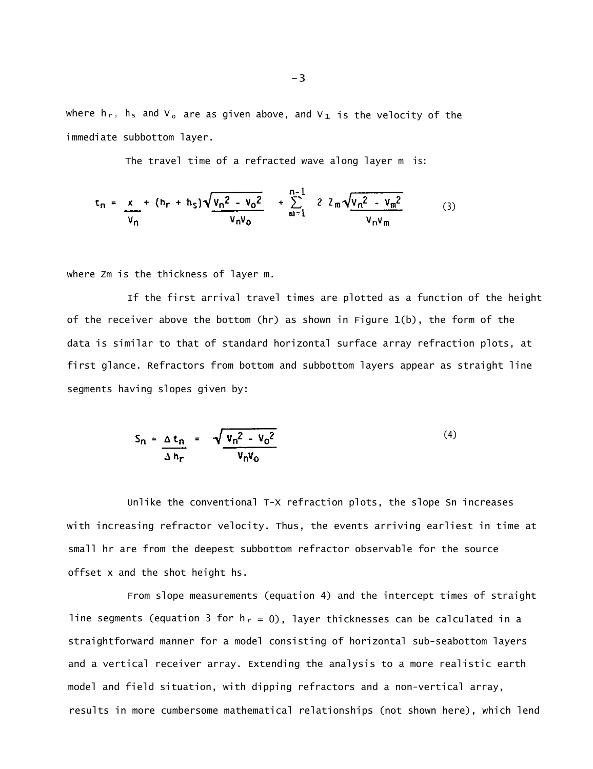where $h_r$, $h_s$ and $V_o$ are as given above, and $V_1$ is the velocity of the immediate subbottom layer.

The travel time of a refracted wave along layer m is:

$$t_n = \frac{x}{V_n} + (h_r + h_s)\frac{\sqrt{V_n^2 - V_o^2}}{V_n V_o} + \sum_{m=1}^{n-1} 2 Z_m \frac{\sqrt{V_n^2 - V_m^2}}{V_n V_m} \tag{3}$$

where Zm is the thickness of layer m.

If the first arrival travel times are plotted as a function of the height of the receiver above the bottom (hr) as shown in Figure 1(b), the form of the data is similar to that of standard horizontal surface array refraction plots, at first glance. Refractors from bottom and subbottom layers appear as straight line segments having slopes given by:

$$S_n = \frac{\Delta t_n}{\Delta h_r} = \frac{\sqrt{V_n^2 - V_o^2}}{V_n V_o} \tag{4}$$

Unlike the conventional T-X refraction plots, the slope Sn increases with increasing refractor velocity. Thus, the events arriving earliest in time at small hr are from the deepest subbottom refractor observable for the source offset x and the shot height hs.

From slope measurements (equation 4) and the intercept times of straight line segments (equation 3 for $h_r = 0$), layer thicknesses can be calculated in a straightforward manner for a model consisting of horizontal sub-seabottom layers and a vertical receiver array. Extending the analysis to a more realistic earth model and field situation, with dipping refractors and a non-vertical array, results in more cumbersome mathematical relationships (not shown here), which lend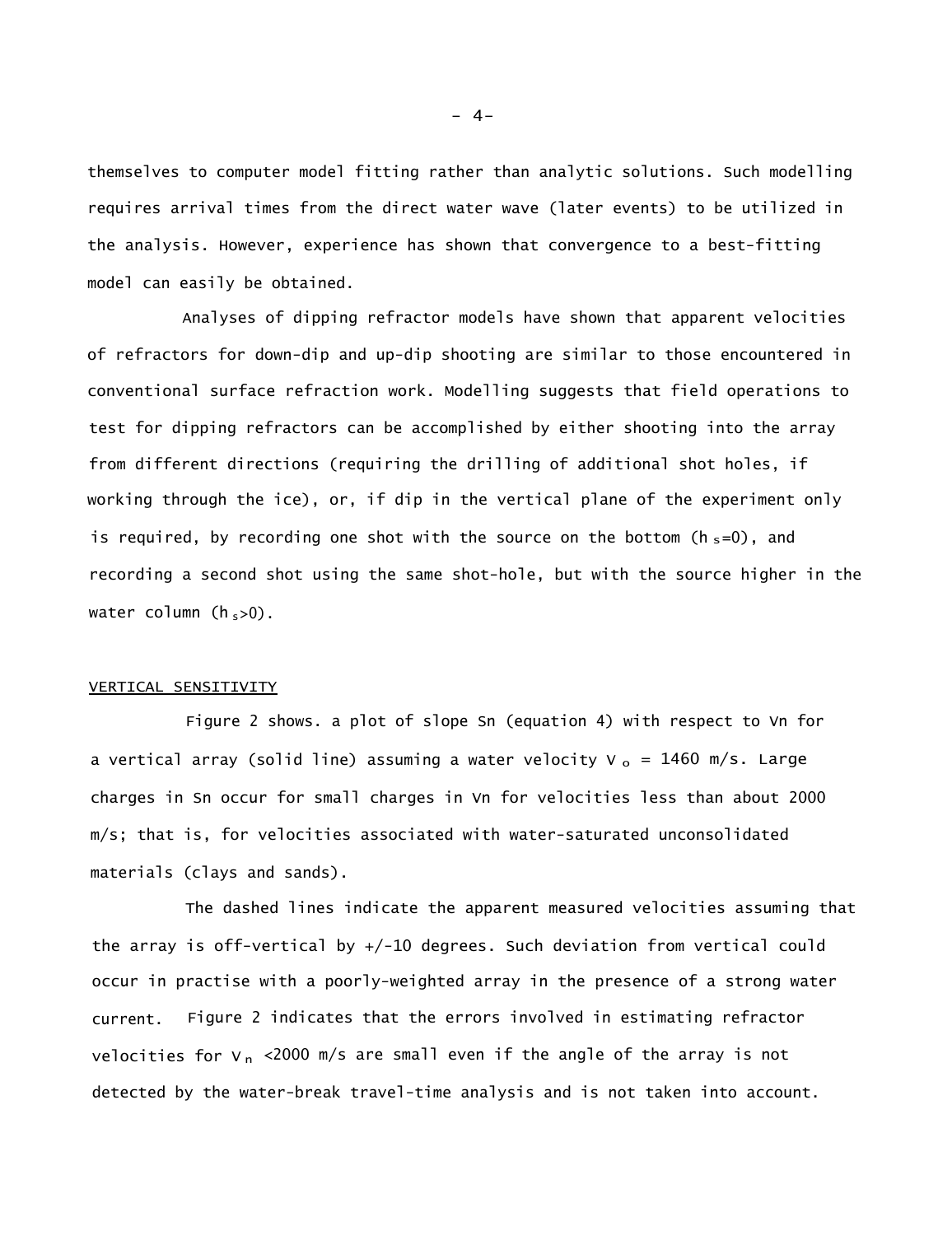themselves to computer model fitting rather than analytic solutions. Such modelling requires arrival times from the direct water wave (later events) to be utilized in the analysis. However, experience has shown that convergence to a best-fitting model can easily be obtained.

Analyses of dipping refractor models have shown that apparent velocities of refractors for down-dip and up-dip shooting are similar to those encountered in conventional surface refraction work. Modelling suggests that field operations to test for dipping refractors can be accomplished by either shooting into the array from different directions (requiring the drilling of additional shot holes, if working through the ice), or, if dip in the vertical plane of the experiment only is required, by recording one shot with the source on the bottom ($h_s$=0), and recording a second shot using the same shot-hole, but with the source higher in the water column ($h_s$>0).

## VERTICAL SENSITIVITY

Figure 2 shows. a plot of slope Sn (equation 4) with respect to Vn for a vertical array (solid line) assuming a water velocity $V_o$ = 1460 m/s. Large charges in Sn occur for small charges in Vn for velocities less than about 2000 m/s; that is, for velocities associated with water-saturated unconsolidated materials (clays and sands).

The dashed lines indicate the apparent measured velocities assuming that the array is off-vertical by +/-10 degrees. Such deviation from vertical could occur in practise with a poorly-weighted array in the presence of a strong water current. Figure 2 indicates that the errors involved in estimating refractor velocities for $V_n$ <2000 m/s are small even if the angle of the array is not detected by the water-break travel-time analysis and is not taken into account.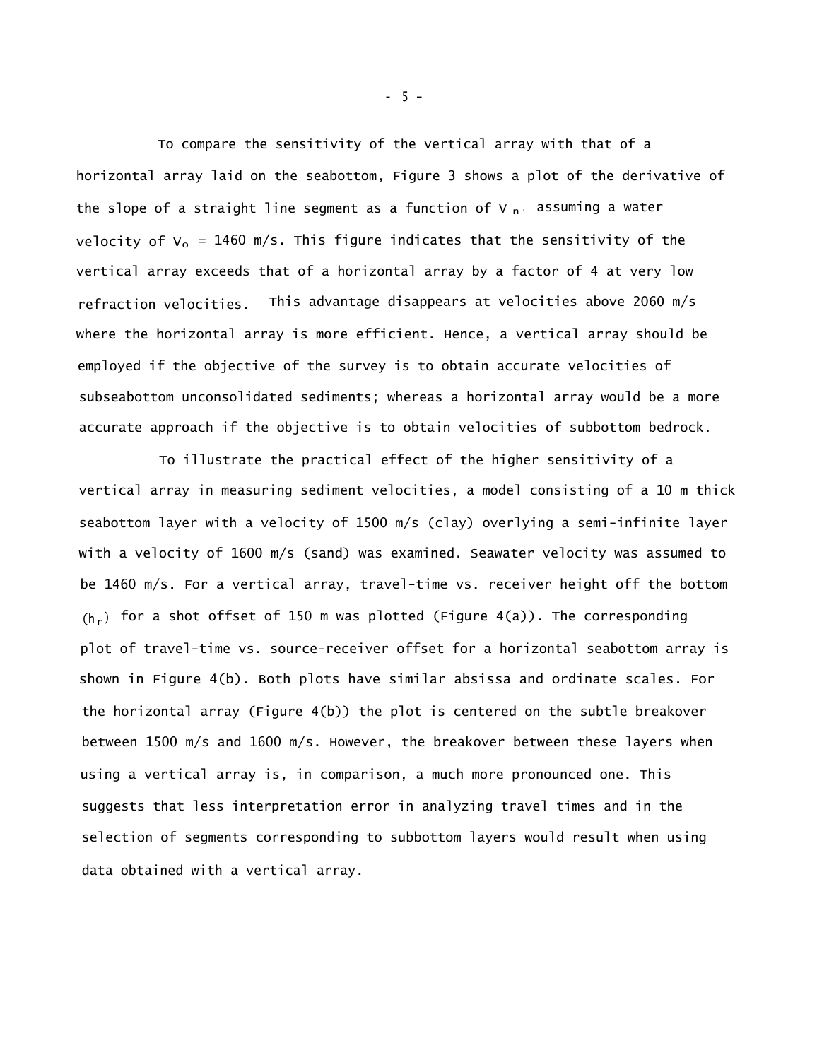To compare the sensitivity of the vertical array with that of a horizontal array laid on the seabottom, Figure 3 shows a plot of the derivative of the slope of a straight line segment as a function of $V_n$, assuming a water velocity of $V_o$ = 1460 m/s. This figure indicates that the sensitivity of the vertical array exceeds that of a horizontal array by a factor of 4 at very low refraction velocities. This advantage disappears at velocities above 2060 m/s where the horizontal array is more efficient. Hence, a vertical array should be employed if the objective of the survey is to obtain accurate velocities of subseabottom unconsolidated sediments; whereas a horizontal array would be a more accurate approach if the objective is to obtain velocities of subbottom bedrock.

To illustrate the practical effect of the higher sensitivity of a vertical array in measuring sediment velocities, a model consisting of a 10 m thick seabottom layer with a velocity of 1500 m/s (clay) overlying a semi-infinite layer with a velocity of 1600 m/s (sand) was examined. Seawater velocity was assumed to be 1460 m/s. For a vertical array, travel-time vs. receiver height off the bottom ($h_r$) for a shot offset of 150 m was plotted (Figure 4(a)). The corresponding plot of travel-time vs. source-receiver offset for a horizontal seabottom array is shown in Figure 4(b). Both plots have similar absissa and ordinate scales. For the horizontal array (Figure 4(b)) the plot is centered on the subtle breakover between 1500 m/s and 1600 m/s. However, the breakover between these layers when using a vertical array is, in comparison, a much more pronounced one. This suggests that less interpretation error in analyzing travel times and in the selection of segments corresponding to subbottom layers would result when using data obtained with a vertical array.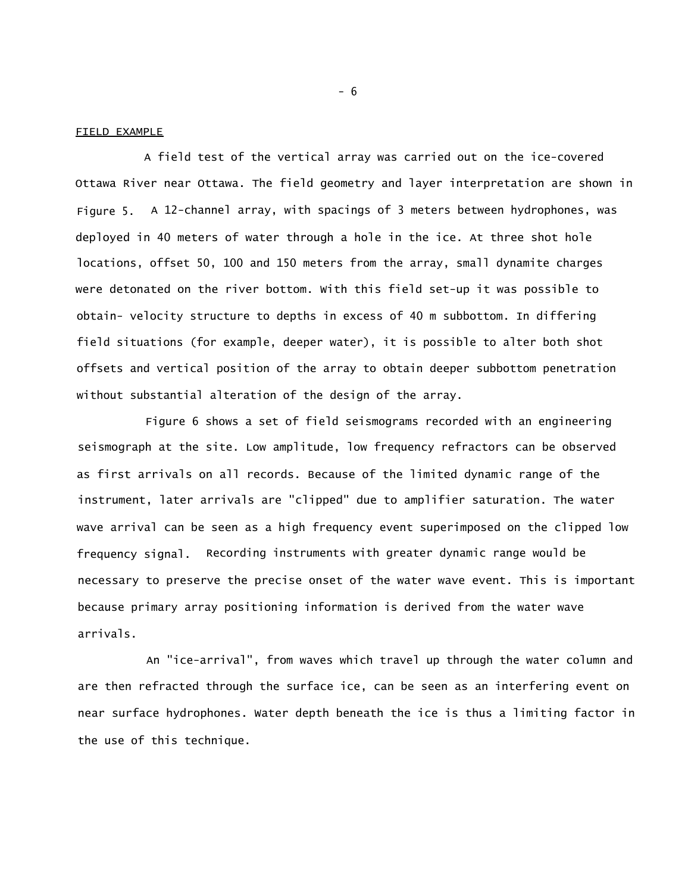## FIELD EXAMPLE

A field test of the vertical array was carried out on the ice-covered Ottawa River near Ottawa. The field geometry and layer interpretation are shown in Figure 5. A 12-channel array, with spacings of 3 meters between hydrophones, was deployed in 40 meters of water through a hole in the ice. At three shot hole locations, offset 50, 100 and 150 meters from the array, small dynamite charges were detonated on the river bottom. With this field set-up it was possible to obtain- velocity structure to depths in excess of 40 m subbottom. In differing field situations (for example, deeper water), it is possible to alter both shot offsets and vertical position of the array to obtain deeper subbottom penetration without substantial alteration of the design of the array.

Figure 6 shows a set of field seismograms recorded with an engineering seismograph at the site. Low amplitude, low frequency refractors can be observed as first arrivals on all records. Because of the limited dynamic range of the instrument, later arrivals are "clipped" due to amplifier saturation. The water wave arrival can be seen as a high frequency event superimposed on the clipped low frequency signal. Recording instruments with greater dynamic range would be necessary to preserve the precise onset of the water wave event. This is important because primary array positioning information is derived from the water wave arrivals.

An "ice-arrival", from waves which travel up through the water column and are then refracted through the surface ice, can be seen as an interfering event on near surface hydrophones. Water depth beneath the ice is thus a limiting factor in the use of this technique.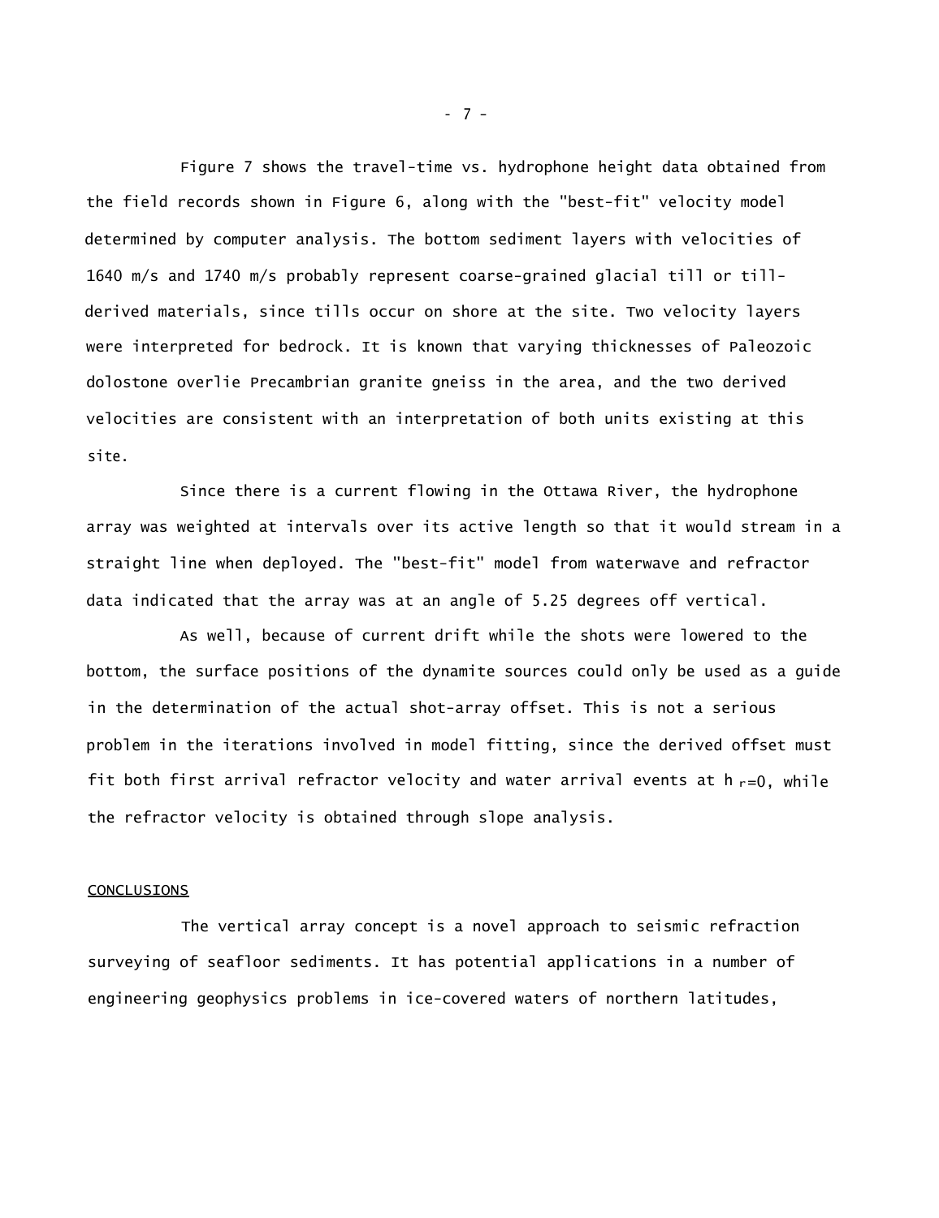Figure 7 shows the travel-time vs. hydrophone height data obtained from the field records shown in Figure 6, along with the "best-fit" velocity model determined by computer analysis. The bottom sediment layers with velocities of 1640 m/s and 1740 m/s probably represent coarse-grained glacial till or till-derived materials, since tills occur on shore at the site. Two velocity layers were interpreted for bedrock. It is known that varying thicknesses of Paleozoic dolostone overlie Precambrian granite gneiss in the area, and the two derived velocities are consistent with an interpretation of both units existing at this site.

Since there is a current flowing in the Ottawa River, the hydrophone array was weighted at intervals over its active length so that it would stream in a straight line when deployed. The "best-fit" model from waterwave and refractor data indicated that the array was at an angle of 5.25 degrees off vertical.

As well, because of current drift while the shots were lowered to the bottom, the surface positions of the dynamite sources could only be used as a guide in the determination of the actual shot-array offset. This is not a serious problem in the iterations involved in model fitting, since the derived offset must fit both first arrival refractor velocity and water arrival events at $h_r=0$, while the refractor velocity is obtained through slope analysis.

## CONCLUSIONS

The vertical array concept is a novel approach to seismic refraction surveying of seafloor sediments. It has potential applications in a number of engineering geophysics problems in ice-covered waters of northern latitudes,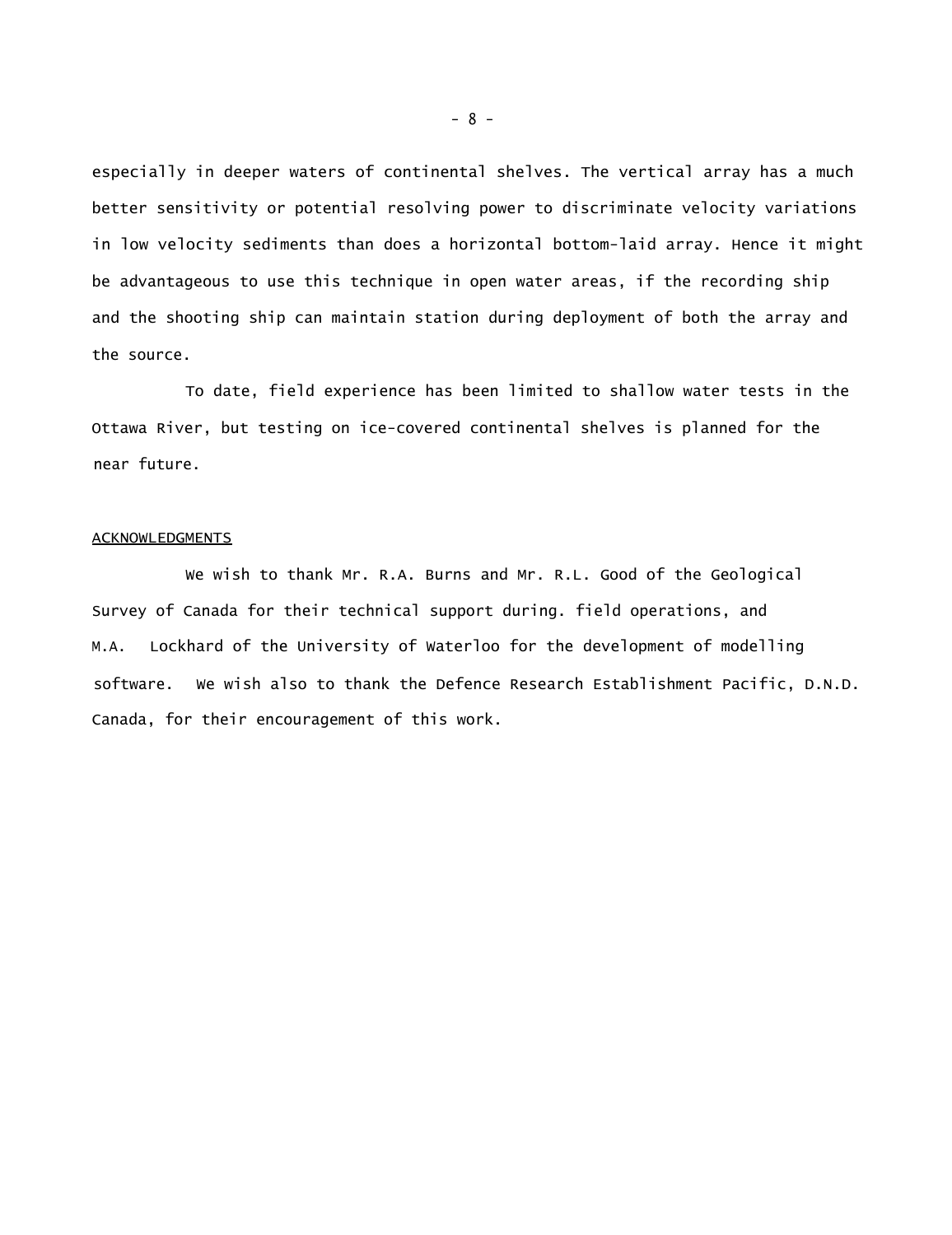especially in deeper waters of continental shelves. The vertical array has a much better sensitivity or potential resolving power to discriminate velocity variations in low velocity sediments than does a horizontal bottom-laid array. Hence it might be advantageous to use this technique in open water areas, if the recording ship and the shooting ship can maintain station during deployment of both the array and the source.

To date, field experience has been limited to shallow water tests in the Ottawa River, but testing on ice-covered continental shelves is planned for the near future.

## ACKNOWLEDGMENTS

We wish to thank Mr. R.A. Burns and Mr. R.L. Good of the Geological Survey of Canada for their technical support during. field operations, and M.A. Lockhard of the University of Waterloo for the development of modelling software. We wish also to thank the Defence Research Establishment Pacific, D.N.D. Canada, for their encouragement of this work.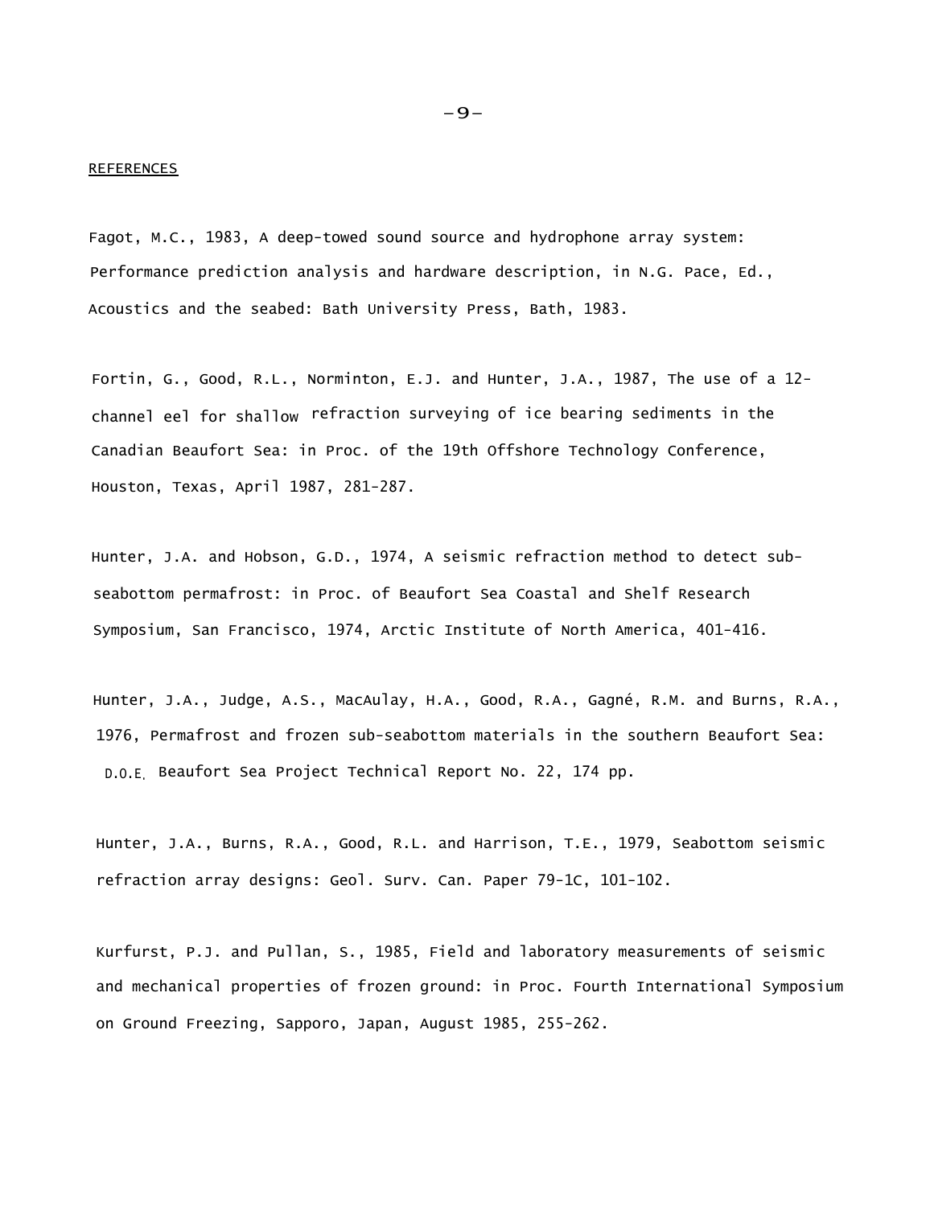## REFERENCES

Fagot, M.C., 1983, A deep-towed sound source and hydrophone array system: Performance prediction analysis and hardware description, in N.G. Pace, Ed., Acoustics and the seabed: Bath University Press, Bath, 1983.

Fortin, G., Good, R.L., Norminton, E.J. and Hunter, J.A., 1987, The use of a 12-channel eel for shallow refraction surveying of ice bearing sediments in the Canadian Beaufort Sea: in Proc. of the 19th Offshore Technology Conference, Houston, Texas, April 1987, 281-287.

Hunter, J.A. and Hobson, G.D., 1974, A seismic refraction method to detect sub-seabottom permafrost: in Proc. of Beaufort Sea Coastal and Shelf Research Symposium, San Francisco, 1974, Arctic Institute of North America, 401-416.

Hunter, J.A., Judge, A.S., MacAulay, H.A., Good, R.A., Gagné, R.M. and Burns, R.A., 1976, Permafrost and frozen sub-seabottom materials in the southern Beaufort Sea: D.O.E. Beaufort Sea Project Technical Report No. 22, 174 pp.

Hunter, J.A., Burns, R.A., Good, R.L. and Harrison, T.E., 1979, Seabottom seismic refraction array designs: Geol. Surv. Can. Paper 79-1C, 101-102.

Kurfurst, P.J. and Pullan, S., 1985, Field and laboratory measurements of seismic and mechanical properties of frozen ground: in Proc. Fourth International Symposium on Ground Freezing, Sapporo, Japan, August 1985, 255-262.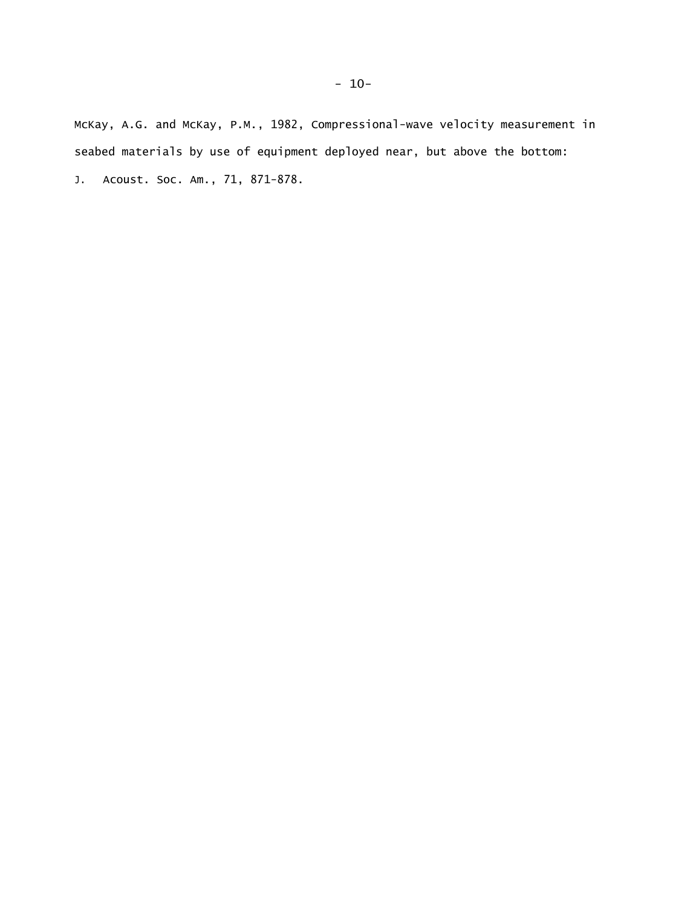McKay, A.G. and McKay, P.M., 1982, Compressional-wave velocity measurement in seabed materials by use of equipment deployed near, but above the bottom: J. Acoust. Soc. Am., 71, 871-878.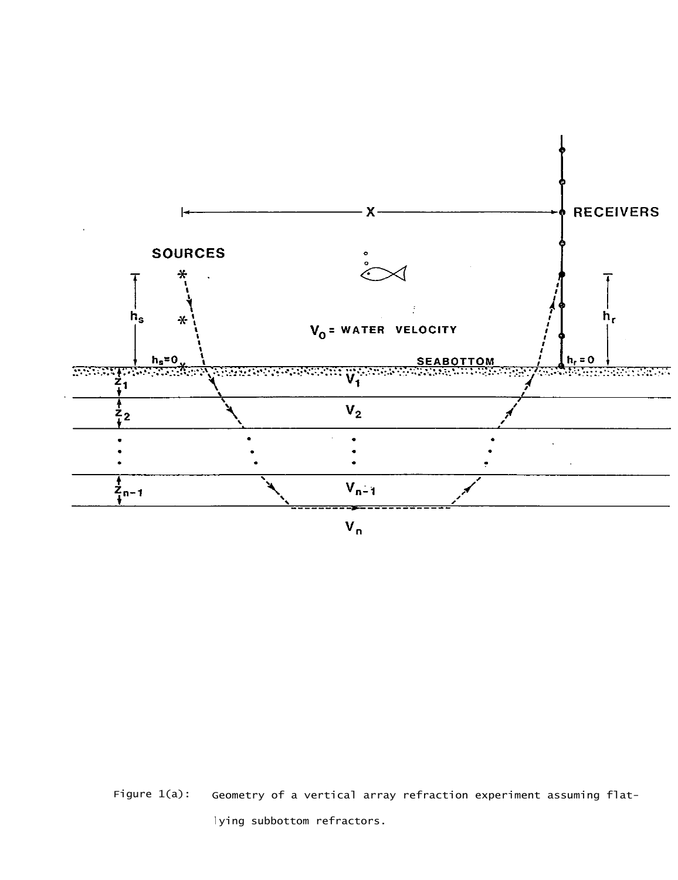Figure 1(a): Geometry of a vertical array refraction experiment assuming flat-lying subbottom refractors.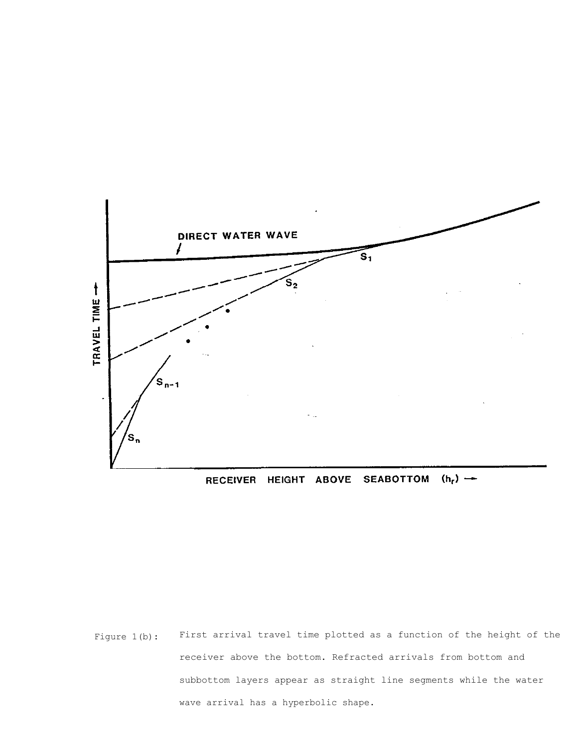Figure 1(b): First arrival travel time plotted as a function of the height of the receiver above the bottom. Refracted arrivals from bottom and subbottom layers appear as straight line segments while the water wave arrival has a hyperbolic shape.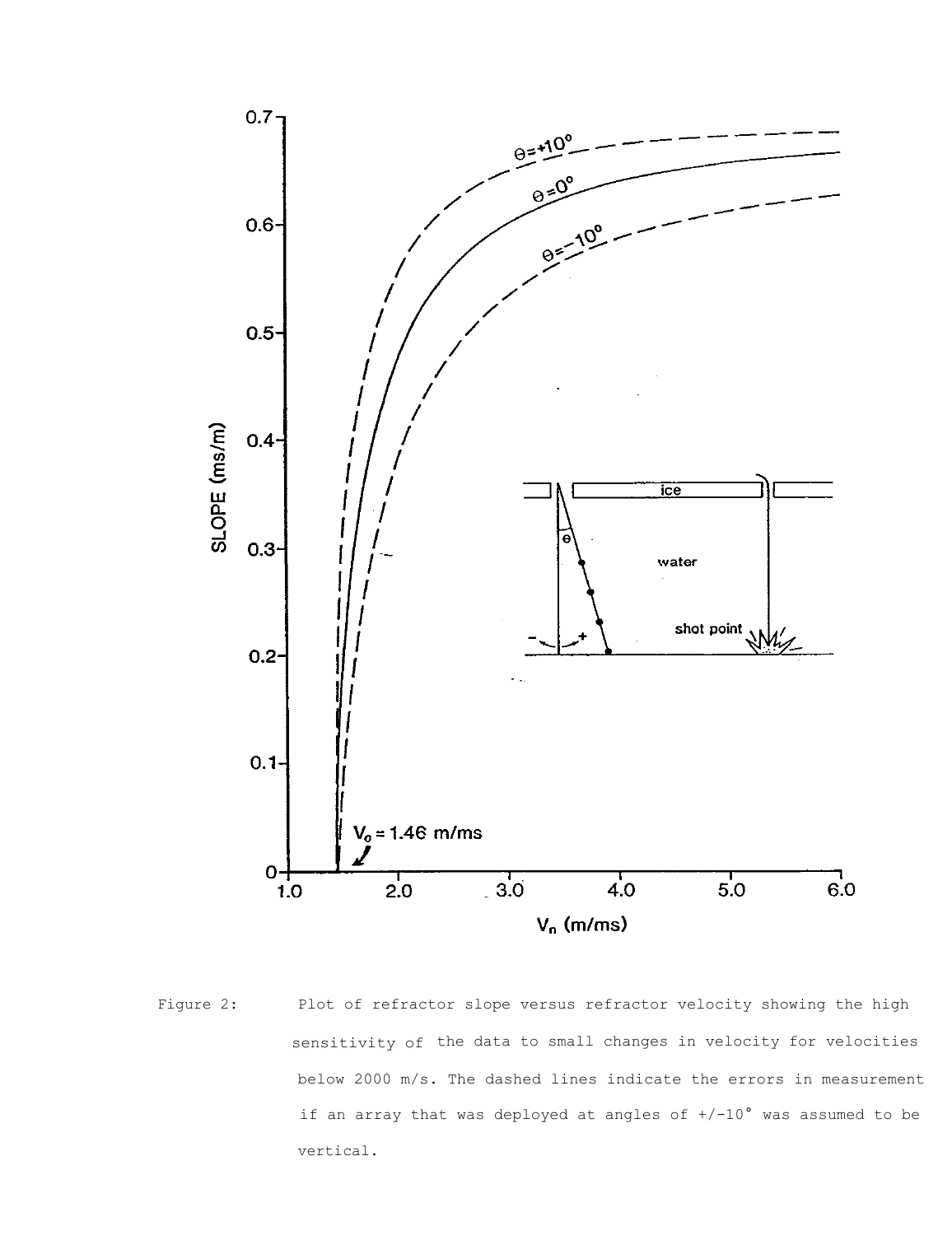Figure 2: Plot of refractor slope versus refractor velocity showing the high sensitivity of the data to small changes in velocity for velocities below 2000 m/s. The dashed lines indicate the errors in measurement if an array that was deployed at angles of +/-10° was assumed to be vertical.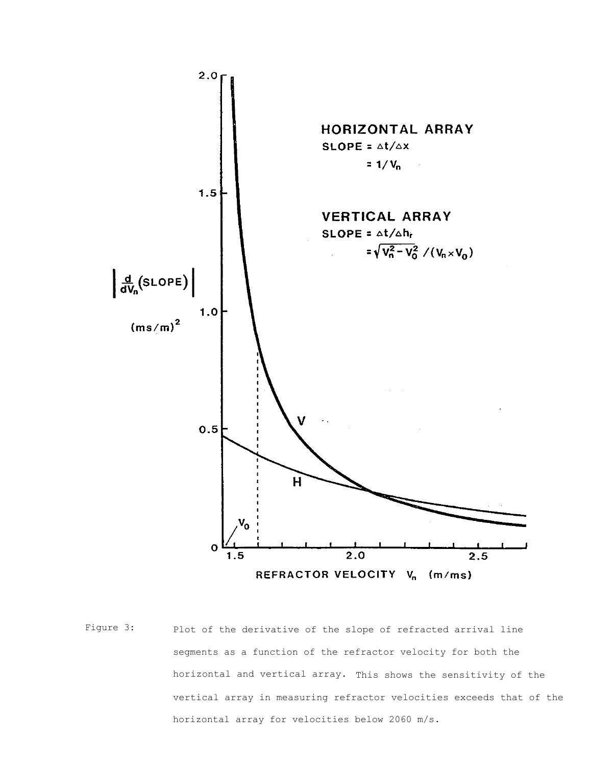Figure 3: Plot of the derivative of the slope of refracted arrival line segments as a function of the refractor velocity for both the horizontal and vertical array. This shows the sensitivity of the vertical array in measuring refractor velocities exceeds that of the horizontal array for velocities below 2060 m/s.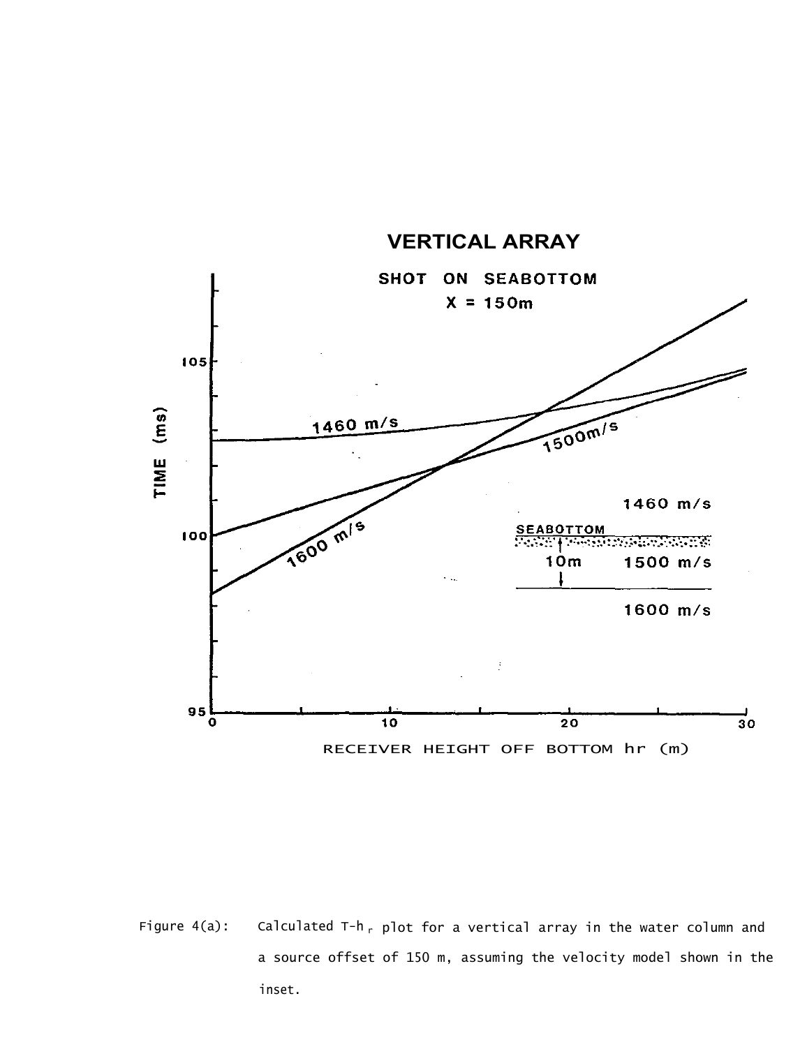Figure 4(a): Calculated T-$h_r$ plot for a vertical array in the water column and a source offset of 150 m, assuming the velocity model shown in the inset.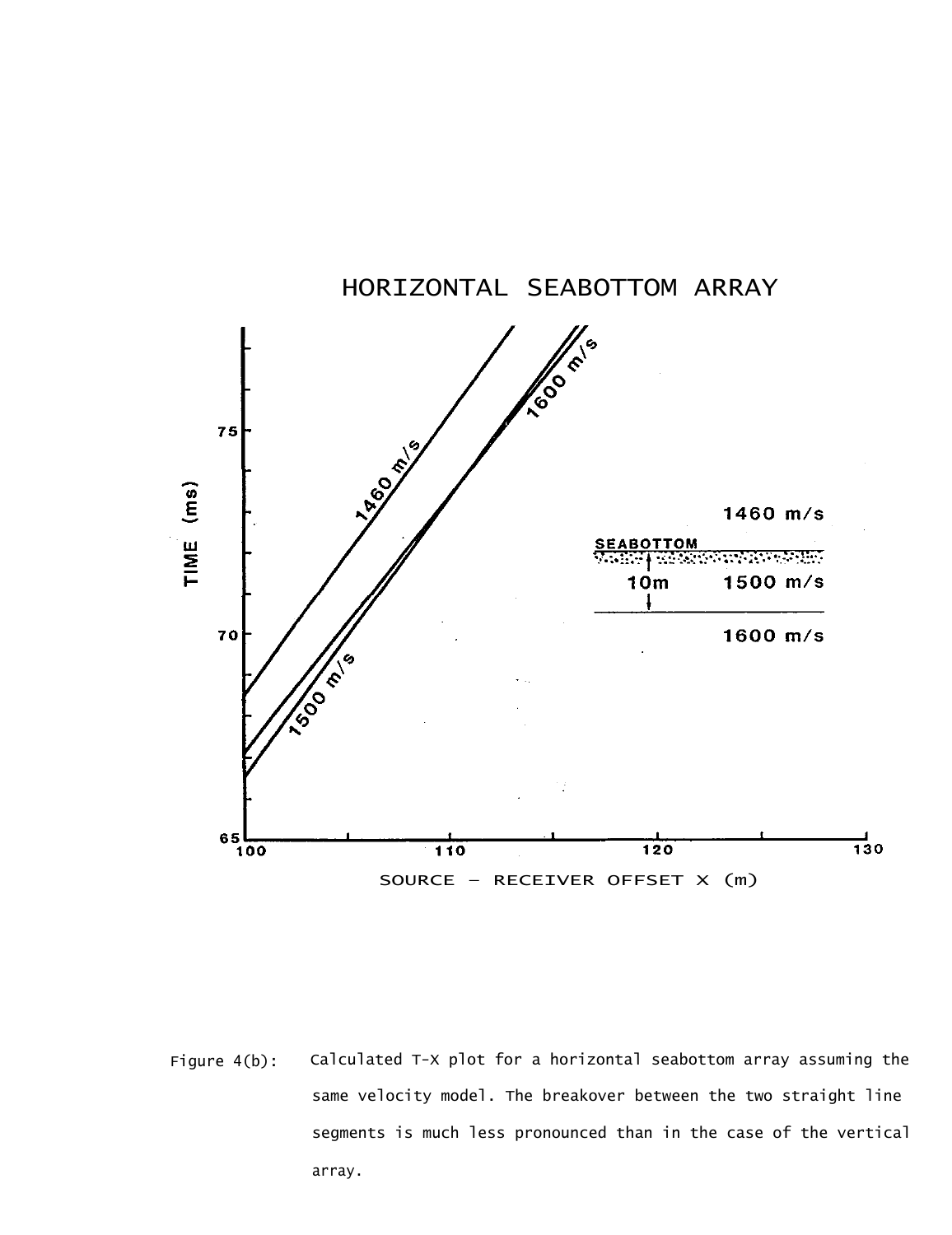HORIZONTAL SEABOTTOM ARRAY

Figure 4(b): Calculated T-X plot for a horizontal seabottom array assuming the same velocity model. The breakover between the two straight line segments is much less pronounced than in the case of the vertical array.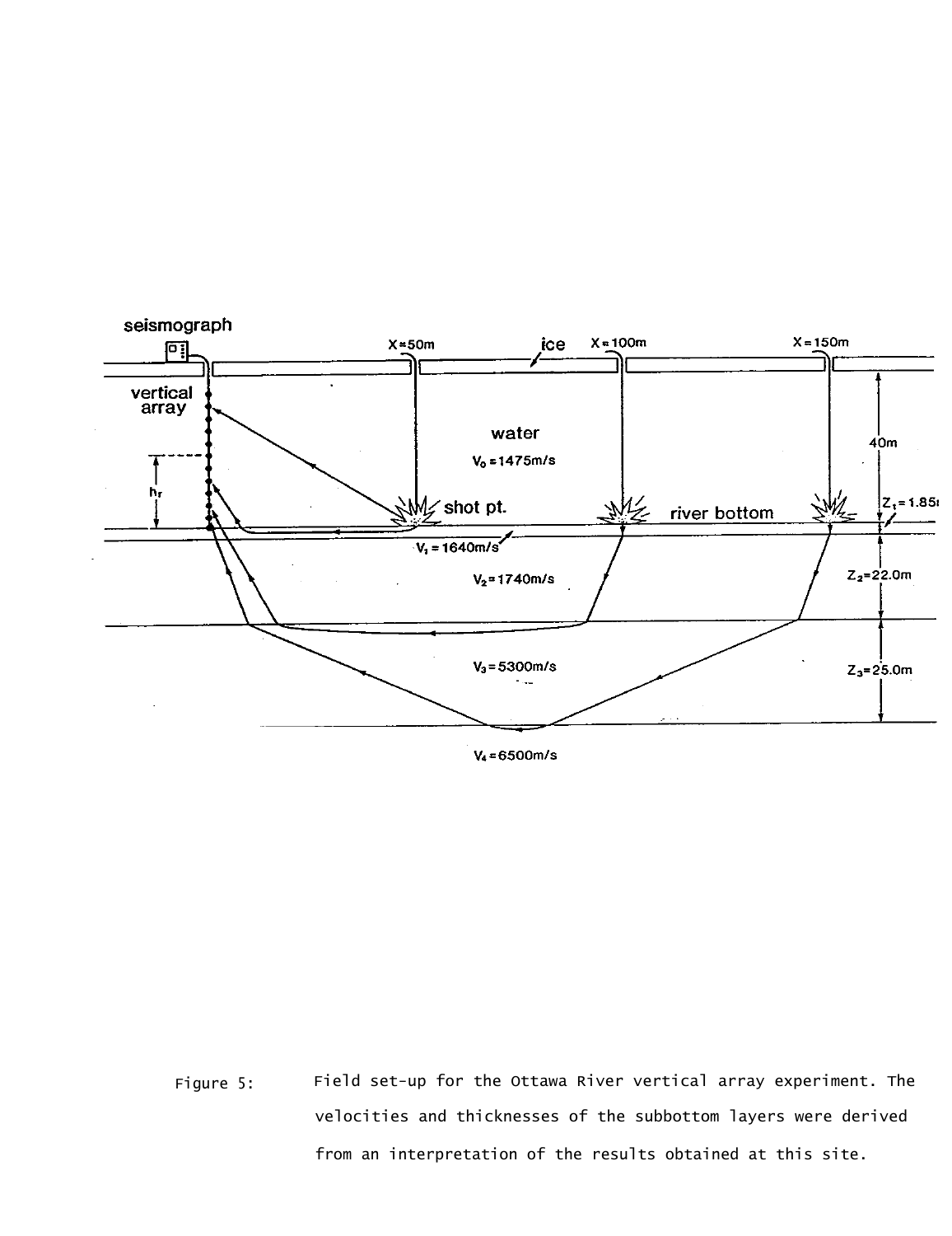Figure 5: Field set-up for the Ottawa River vertical array experiment. The velocities and thicknesses of the subbottom layers were derived from an interpretation of the results obtained at this site.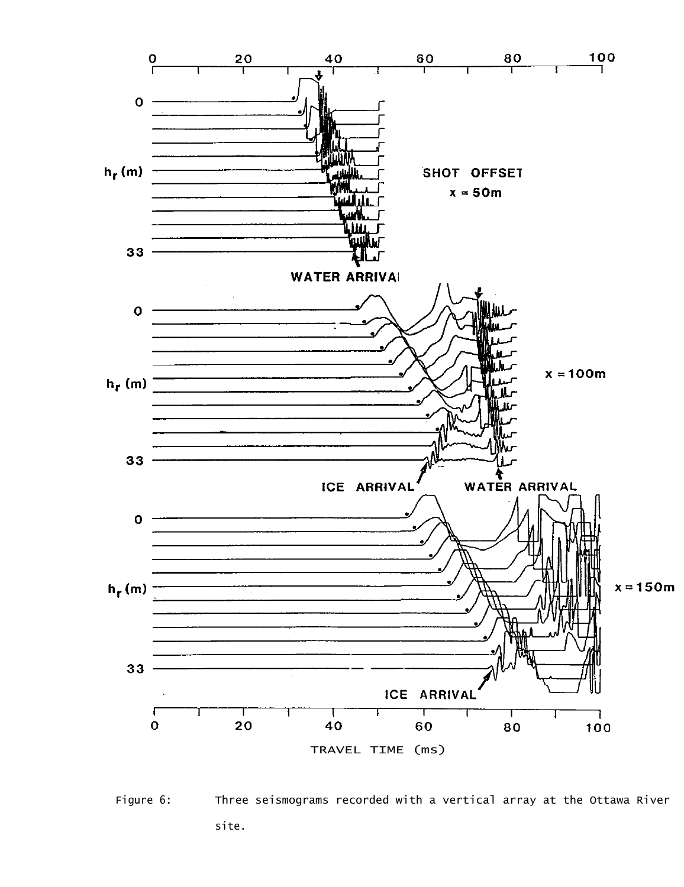Figure 6: Three seismograms recorded with a vertical array at the Ottawa River site.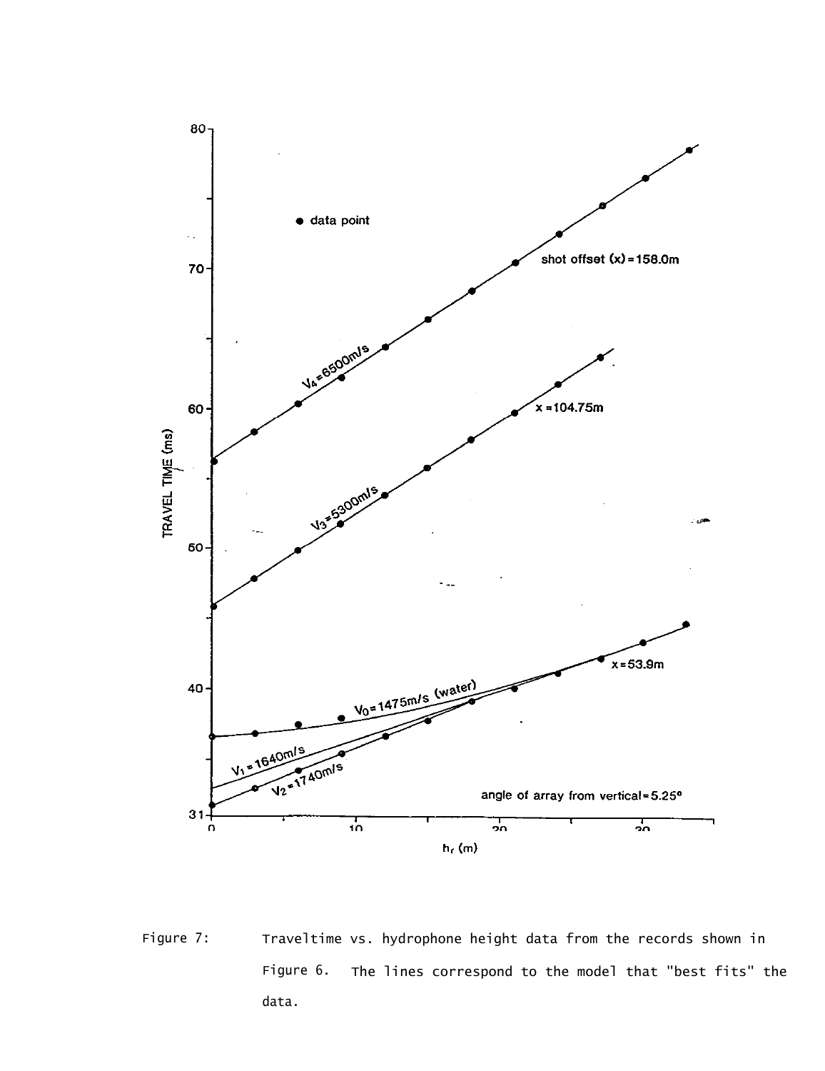TRAVEL TIME (ms)

80

70

60

50

40

31

0 10 20 30

$h_r$ (m)

● data point

shot offset (x) = 158.0m

$V_4$ = 6500m/s

x = 104.75m

$V_3$ = 5300m/s

x = 53.9m

$V_0$ = 1475m/s (water)

$V_1$ = 1640m/s

$V_2$ = 1740m/s

angle of array from vertical = 5.25°

Figure 7: Traveltime vs. hydrophone height data from the records shown in Figure 6. The lines correspond to the model that "best fits" the data.